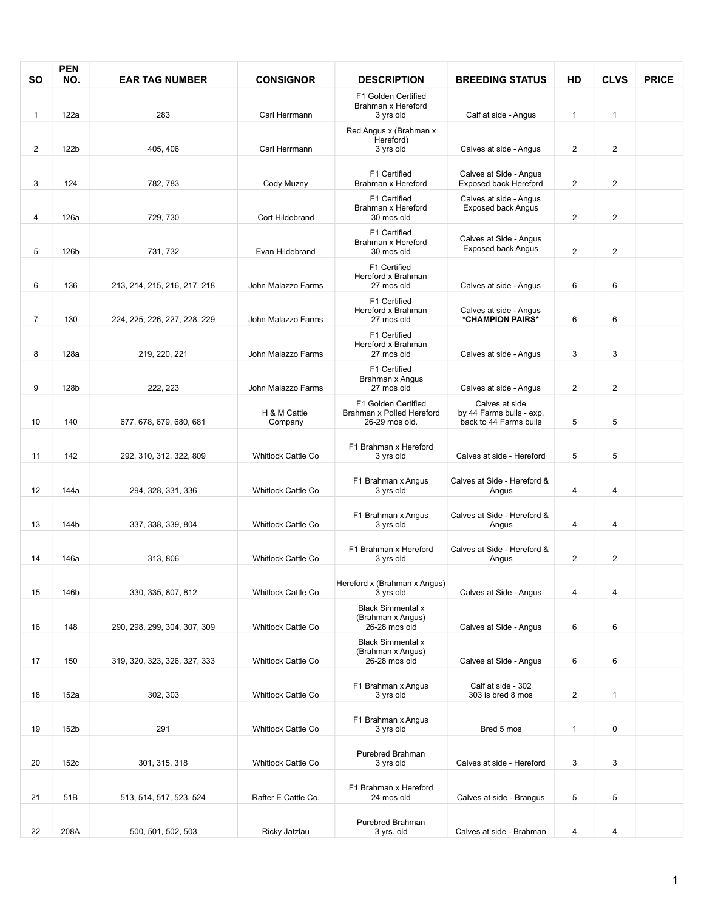| SO | PEN NO. | EAR TAG NUMBER | CONSIGNOR | DESCRIPTION | BREEDING STATUS | HD | CLVS | PRICE |
|---|---|---|---|---|---|---|---|---|
| 1 | 122a | 283 | Carl Herrmann | F1 Golden Certified Brahman x Hereford 3 yrs old | Calf at side - Angus | 1 | 1 | |
| 2 | 122b | 405, 406 | Carl Herrmann | Red Angus x (Brahman x Hereford) 3 yrs old | Calves at side - Angus | 2 | 2 | |
| 3 | 124 | 782, 783 | Cody Muzny | F1 Certified Brahman x Hereford | Calves at Side - Angus Exposed back Hereford | 2 | 2 | |
| 4 | 126a | 729, 730 | Cort Hildebrand | F1 Certified Brahman x Hereford 30 mos old | Calves at side - Angus Exposed back Angus | 2 | 2 | |
| 5 | 126b | 731, 732 | Evan Hildebrand | F1 Certified Brahman x Hereford 30 mos old | Calves at Side - Angus Exposed back Angus | 2 | 2 | |
| 6 | 136 | 213, 214, 215, 216, 217, 218 | John Malazzo Farms | F1 Certified Hereford x Brahman 27 mos old | Calves at side - Angus | 6 | 6 | |
| 7 | 130 | 224, 225, 226, 227, 228, 229 | John Malazzo Farms | F1 Certified Hereford x Brahman 27 mos old | Calves at side - Angus **\*CHAMPION PAIRS\*** | 6 | 6 | |
| 8 | 128a | 219, 220, 221 | John Malazzo Farms | F1 Certified Hereford x Brahman 27 mos old | Calves at side - Angus | 3 | 3 | |
| 9 | 128b | 222, 223 | John Malazzo Farms | F1 Certified Brahman x Angus 27 mos old | Calves at side - Angus | 2 | 2 | |
| 10 | 140 | 677, 678, 679, 680, 681 | H & M Cattle Company | F1 Golden Certified Brahman x Polled Hereford 26-29 mos old. | Calves at side by 44 Farms bulls - exp. back to 44 Farms bulls | 5 | 5 | |
| 11 | 142 | 292, 310, 312, 322, 809 | Whitlock Cattle Co | F1 Brahman x Hereford 3 yrs old | Calves at side - Hereford | 5 | 5 | |
| 12 | 144a | 294, 328, 331, 336 | Whitlock Cattle Co | F1 Brahman x Angus 3 yrs old | Calves at Side - Hereford & Angus | 4 | 4 | |
| 13 | 144b | 337, 338, 339, 804 | Whitlock Cattle Co | F1 Brahman x Angus 3 yrs old | Calves at Side - Hereford & Angus | 4 | 4 | |
| 14 | 146a | 313, 806 | Whitlock Cattle Co | F1 Brahman x Hereford 3 yrs old | Calves at Side - Hereford & Angus | 2 | 2 | |
| 15 | 146b | 330, 335, 807, 812 | Whitlock Cattle Co | Hereford x (Brahman x Angus) 3 yrs old | Calves at Side - Angus | 4 | 4 | |
| 16 | 148 | 290, 298, 299, 304, 307, 309 | Whitlock Cattle Co | Black Simmental x (Brahman x Angus) 26-28 mos old | Calves at Side - Angus | 6 | 6 | |
| 17 | 150 | 319, 320, 323, 326, 327, 333 | Whitlock Cattle Co | Black Simmental x (Brahman x Angus) 26-28 mos old | Calves at Side - Angus | 6 | 6 | |
| 18 | 152a | 302, 303 | Whitlock Cattle Co | F1 Brahman x Angus 3 yrs old | Calf at side - 302 303 is bred 8 mos | 2 | 1 | |
| 19 | 152b | 291 | Whitlock Cattle Co | F1 Brahman x Angus 3 yrs old | Bred 5 mos | 1 | 0 | |
| 20 | 152c | 301, 315, 318 | Whitlock Cattle Co | Purebred Brahman 3 yrs old | Calves at side - Hereford | 3 | 3 | |
| 21 | 51B | 513, 514, 517, 523, 524 | Rafter E Cattle Co. | F1 Brahman x Hereford 24 mos old | Calves at side - Brangus | 5 | 5 | |
| 22 | 208A | 500, 501, 502, 503 | Ricky Jatzlau | Purebred Brahman 3 yrs. old | Calves at side - Brahman | 4 | 4 | |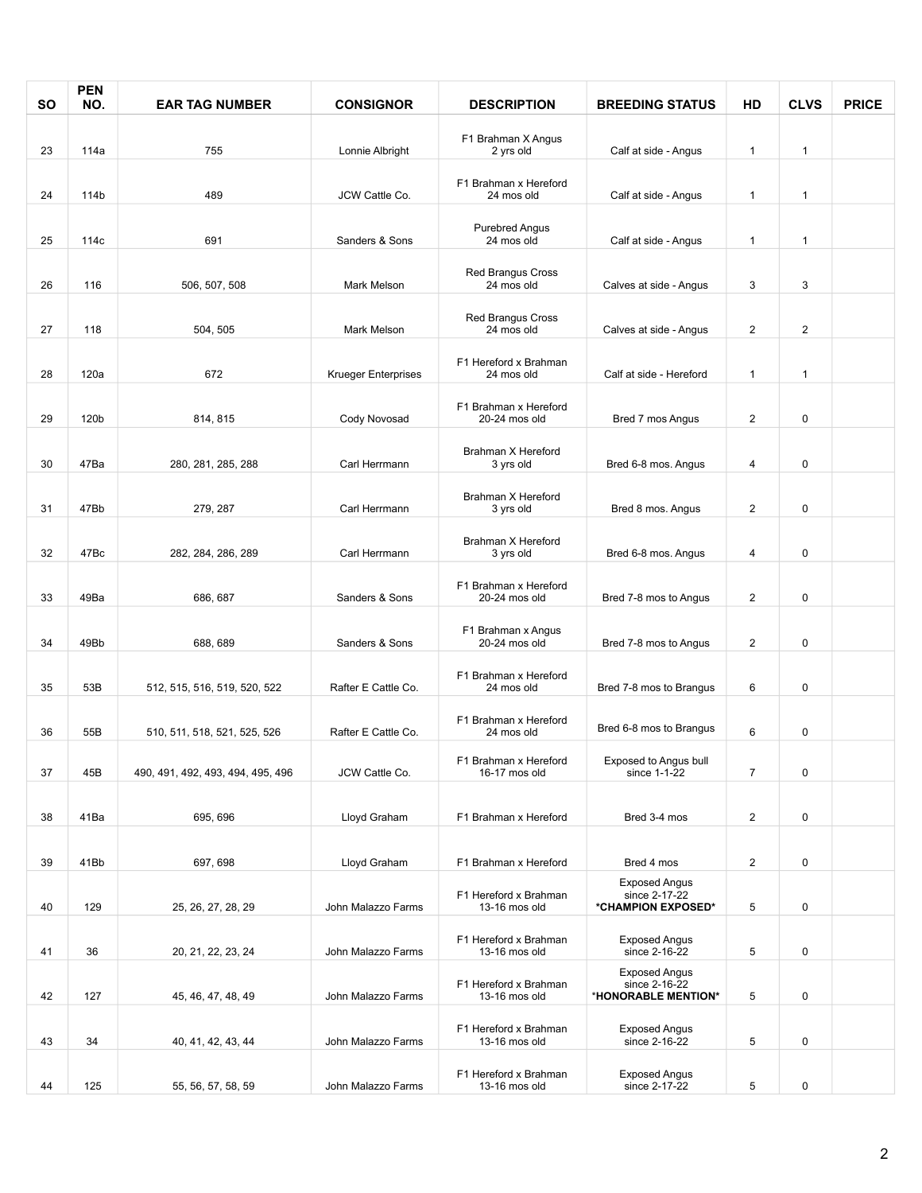| SO | PEN NO. | EAR TAG NUMBER | CONSIGNOR | DESCRIPTION | BREEDING STATUS | HD | CLVS | PRICE |
|---|---|---|---|---|---|---|---|---|
| 23 | 114a | 755 | Lonnie Albright | F1 Brahman X Angus 2 yrs old | Calf at side - Angus | 1 | 1 | |
| 24 | 114b | 489 | JCW Cattle Co. | F1 Brahman x Hereford 24 mos old | Calf at side - Angus | 1 | 1 | |
| 25 | 114c | 691 | Sanders & Sons | Purebred Angus 24 mos old | Calf at side - Angus | 1 | 1 | |
| 26 | 116 | 506, 507, 508 | Mark Melson | Red Brangus Cross 24 mos old | Calves at side - Angus | 3 | 3 | |
| 27 | 118 | 504, 505 | Mark Melson | Red Brangus Cross 24 mos old | Calves at side - Angus | 2 | 2 | |
| 28 | 120a | 672 | Krueger Enterprises | F1 Hereford x Brahman 24 mos old | Calf at side - Hereford | 1 | 1 | |
| 29 | 120b | 814, 815 | Cody Novosad | F1 Brahman x Hereford 20-24 mos old | Bred 7 mos Angus | 2 | 0 | |
| 30 | 47Ba | 280, 281, 285, 288 | Carl Herrmann | Brahman X Hereford 3 yrs old | Bred 6-8 mos. Angus | 4 | 0 | |
| 31 | 47Bb | 279, 287 | Carl Herrmann | Brahman X Hereford 3 yrs old | Bred 8 mos. Angus | 2 | 0 | |
| 32 | 47Bc | 282, 284, 286, 289 | Carl Herrmann | Brahman X Hereford 3 yrs old | Bred 6-8 mos. Angus | 4 | 0 | |
| 33 | 49Ba | 686, 687 | Sanders & Sons | F1 Brahman x Hereford 20-24 mos old | Bred 7-8 mos to Angus | 2 | 0 | |
| 34 | 49Bb | 688, 689 | Sanders & Sons | F1 Brahman x Angus 20-24 mos old | Bred 7-8 mos to Angus | 2 | 0 | |
| 35 | 53B | 512, 515, 516, 519, 520, 522 | Rafter E Cattle Co. | F1 Brahman x Hereford 24 mos old | Bred 7-8 mos to Brangus | 6 | 0 | |
| 36 | 55B | 510, 511, 518, 521, 525, 526 | Rafter E Cattle Co. | F1 Brahman x Hereford 24 mos old | Bred 6-8 mos to Brangus | 6 | 0 | |
| 37 | 45B | 490, 491, 492, 493, 494, 495, 496 | JCW Cattle Co. | F1 Brahman x Hereford 16-17 mos old | Exposed to Angus bull since 1-1-22 | 7 | 0 | |
| 38 | 41Ba | 695, 696 | Lloyd Graham | F1 Brahman x Hereford | Bred 3-4 mos | 2 | 0 | |
| 39 | 41Bb | 697, 698 | Lloyd Graham | F1 Brahman x Hereford | Bred 4 mos | 2 | 0 | |
| 40 | 129 | 25, 26, 27, 28, 29 | John Malazzo Farms | F1 Hereford x Brahman 13-16 mos old | Exposed Angus since 2-17-22 **\*CHAMPION EXPOSED\*** | 5 | 0 | |
| 41 | 36 | 20, 21, 22, 23, 24 | John Malazzo Farms | F1 Hereford x Brahman 13-16 mos old | Exposed Angus since 2-16-22 | 5 | 0 | |
| 42 | 127 | 45, 46, 47, 48, 49 | John Malazzo Farms | F1 Hereford x Brahman 13-16 mos old | Exposed Angus since 2-16-22 **\*HONORABLE MENTION\*** | 5 | 0 | |
| 43 | 34 | 40, 41, 42, 43, 44 | John Malazzo Farms | F1 Hereford x Brahman 13-16 mos old | Exposed Angus since 2-16-22 | 5 | 0 | |
| 44 | 125 | 55, 56, 57, 58, 59 | John Malazzo Farms | F1 Hereford x Brahman 13-16 mos old | Exposed Angus since 2-17-22 | 5 | 0 | |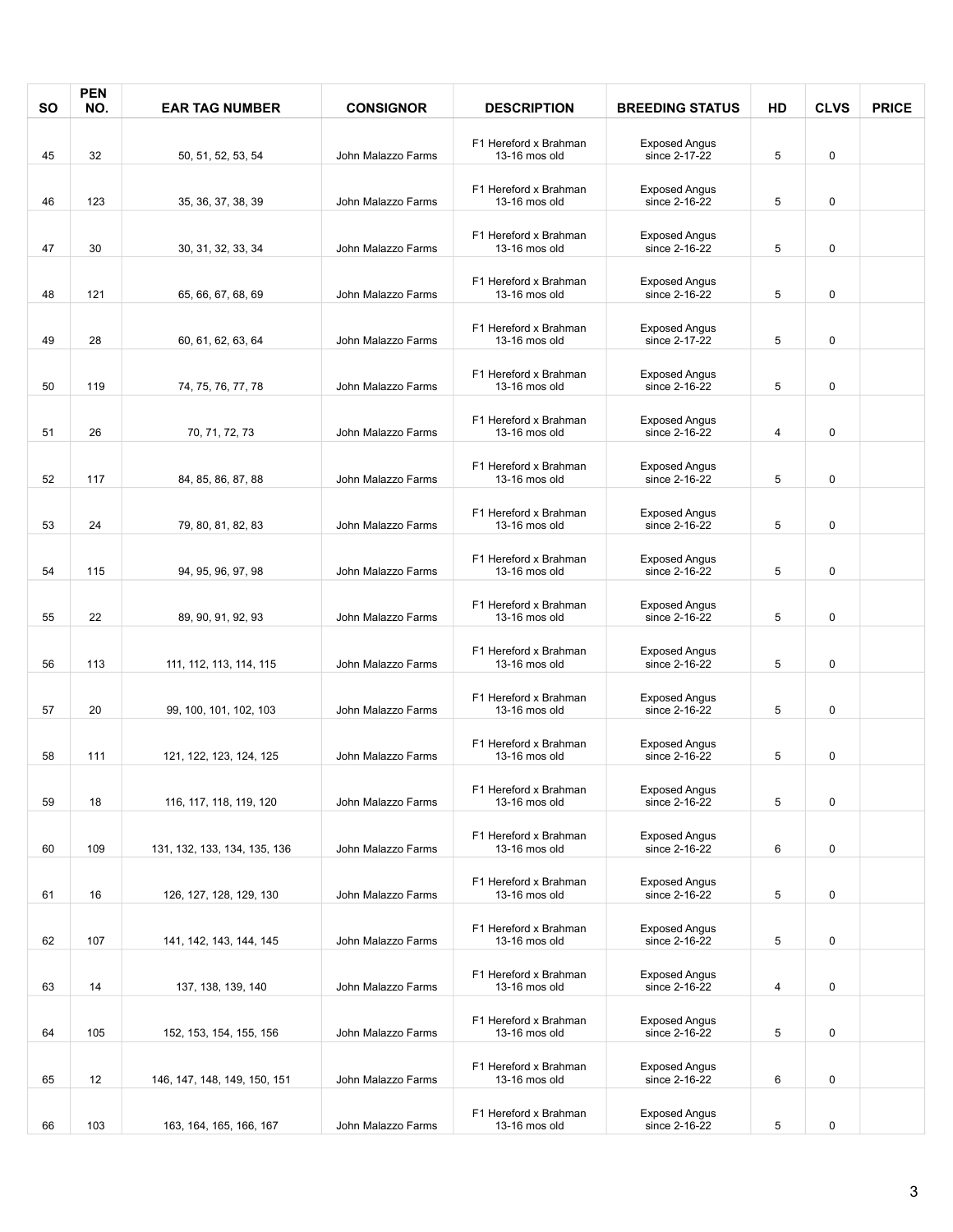| SO | PEN NO. | EAR TAG NUMBER | CONSIGNOR | DESCRIPTION | BREEDING STATUS | HD | CLVS | PRICE |
|---|---|---|---|---|---|---|---|---|
| 45 | 32 | 50, 51, 52, 53, 54 | John Malazzo Farms | F1 Hereford x Brahman 13-16 mos old | Exposed Angus since 2-17-22 | 5 | 0 | |
| 46 | 123 | 35, 36, 37, 38, 39 | John Malazzo Farms | F1 Hereford x Brahman 13-16 mos old | Exposed Angus since 2-16-22 | 5 | 0 | |
| 47 | 30 | 30, 31, 32, 33, 34 | John Malazzo Farms | F1 Hereford x Brahman 13-16 mos old | Exposed Angus since 2-16-22 | 5 | 0 | |
| 48 | 121 | 65, 66, 67, 68, 69 | John Malazzo Farms | F1 Hereford x Brahman 13-16 mos old | Exposed Angus since 2-16-22 | 5 | 0 | |
| 49 | 28 | 60, 61, 62, 63, 64 | John Malazzo Farms | F1 Hereford x Brahman 13-16 mos old | Exposed Angus since 2-17-22 | 5 | 0 | |
| 50 | 119 | 74, 75, 76, 77, 78 | John Malazzo Farms | F1 Hereford x Brahman 13-16 mos old | Exposed Angus since 2-16-22 | 5 | 0 | |
| 51 | 26 | 70, 71, 72, 73 | John Malazzo Farms | F1 Hereford x Brahman 13-16 mos old | Exposed Angus since 2-16-22 | 4 | 0 | |
| 52 | 117 | 84, 85, 86, 87, 88 | John Malazzo Farms | F1 Hereford x Brahman 13-16 mos old | Exposed Angus since 2-16-22 | 5 | 0 | |
| 53 | 24 | 79, 80, 81, 82, 83 | John Malazzo Farms | F1 Hereford x Brahman 13-16 mos old | Exposed Angus since 2-16-22 | 5 | 0 | |
| 54 | 115 | 94, 95, 96, 97, 98 | John Malazzo Farms | F1 Hereford x Brahman 13-16 mos old | Exposed Angus since 2-16-22 | 5 | 0 | |
| 55 | 22 | 89, 90, 91, 92, 93 | John Malazzo Farms | F1 Hereford x Brahman 13-16 mos old | Exposed Angus since 2-16-22 | 5 | 0 | |
| 56 | 113 | 111, 112, 113, 114, 115 | John Malazzo Farms | F1 Hereford x Brahman 13-16 mos old | Exposed Angus since 2-16-22 | 5 | 0 | |
| 57 | 20 | 99, 100, 101, 102, 103 | John Malazzo Farms | F1 Hereford x Brahman 13-16 mos old | Exposed Angus since 2-16-22 | 5 | 0 | |
| 58 | 111 | 121, 122, 123, 124, 125 | John Malazzo Farms | F1 Hereford x Brahman 13-16 mos old | Exposed Angus since 2-16-22 | 5 | 0 | |
| 59 | 18 | 116, 117, 118, 119, 120 | John Malazzo Farms | F1 Hereford x Brahman 13-16 mos old | Exposed Angus since 2-16-22 | 5 | 0 | |
| 60 | 109 | 131, 132, 133, 134, 135, 136 | John Malazzo Farms | F1 Hereford x Brahman 13-16 mos old | Exposed Angus since 2-16-22 | 6 | 0 | |
| 61 | 16 | 126, 127, 128, 129, 130 | John Malazzo Farms | F1 Hereford x Brahman 13-16 mos old | Exposed Angus since 2-16-22 | 5 | 0 | |
| 62 | 107 | 141, 142, 143, 144, 145 | John Malazzo Farms | F1 Hereford x Brahman 13-16 mos old | Exposed Angus since 2-16-22 | 5 | 0 | |
| 63 | 14 | 137, 138, 139, 140 | John Malazzo Farms | F1 Hereford x Brahman 13-16 mos old | Exposed Angus since 2-16-22 | 4 | 0 | |
| 64 | 105 | 152, 153, 154, 155, 156 | John Malazzo Farms | F1 Hereford x Brahman 13-16 mos old | Exposed Angus since 2-16-22 | 5 | 0 | |
| 65 | 12 | 146, 147, 148, 149, 150, 151 | John Malazzo Farms | F1 Hereford x Brahman 13-16 mos old | Exposed Angus since 2-16-22 | 6 | 0 | |
| 66 | 103 | 163, 164, 165, 166, 167 | John Malazzo Farms | F1 Hereford x Brahman 13-16 mos old | Exposed Angus since 2-16-22 | 5 | 0 | |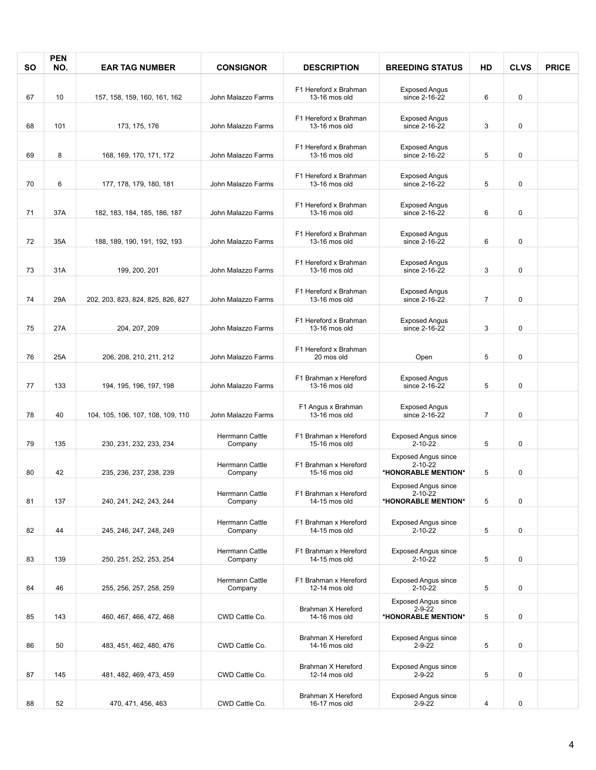| SO | PEN NO. | EAR TAG NUMBER | CONSIGNOR | DESCRIPTION | BREEDING STATUS | HD | CLVS | PRICE |
|---|---|---|---|---|---|---|---|---|
| 67 | 10 | 157, 158, 159, 160, 161, 162 | John Malazzo Farms | F1 Hereford x Brahman 13-16 mos old | Exposed Angus since 2-16-22 | 6 | 0 | |
| 68 | 101 | 173, 175, 176 | John Malazzo Farms | F1 Hereford x Brahman 13-16 mos old | Exposed Angus since 2-16-22 | 3 | 0 | |
| 69 | 8 | 168, 169, 170, 171, 172 | John Malazzo Farms | F1 Hereford x Brahman 13-16 mos old | Exposed Angus since 2-16-22 | 5 | 0 | |
| 70 | 6 | 177, 178, 179, 180, 181 | John Malazzo Farms | F1 Hereford x Brahman 13-16 mos old | Exposed Angus since 2-16-22 | 5 | 0 | |
| 71 | 37A | 182, 183, 184, 185, 186, 187 | John Malazzo Farms | F1 Hereford x Brahman 13-16 mos old | Exposed Angus since 2-16-22 | 6 | 0 | |
| 72 | 35A | 188, 189, 190, 191, 192, 193 | John Malazzo Farms | F1 Hereford x Brahman 13-16 mos old | Exposed Angus since 2-16-22 | 6 | 0 | |
| 73 | 31A | 199, 200, 201 | John Malazzo Farms | F1 Hereford x Brahman 13-16 mos old | Exposed Angus since 2-16-22 | 3 | 0 | |
| 74 | 29A | 202, 203, 823, 824, 825, 826, 827 | John Malazzo Farms | F1 Hereford x Brahman 13-16 mos old | Exposed Angus since 2-16-22 | 7 | 0 | |
| 75 | 27A | 204, 207, 209 | John Malazzo Farms | F1 Hereford x Brahman 13-16 mos old | Exposed Angus since 2-16-22 | 3 | 0 | |
| 76 | 25A | 206, 208, 210, 211, 212 | John Malazzo Farms | F1 Hereford x Brahman 20 mos old | Open | 5 | 0 | |
| 77 | 133 | 194, 195, 196, 197, 198 | John Malazzo Farms | F1 Brahman x Hereford 13-16 mos old | Exposed Angus since 2-16-22 | 5 | 0 | |
| 78 | 40 | 104, 105, 106, 107, 108, 109, 110 | John Malazzo Farms | F1 Angus x Brahman 13-16 mos old | Exposed Angus since 2-16-22 | 7 | 0 | |
| 79 | 135 | 230, 231, 232, 233, 234 | Herrmann Cattle Company | F1 Brahman x Hereford 15-16 mos old | Exposed Angus since 2-10-22 | 5 | 0 | |
| 80 | 42 | 235, 236, 237, 238, 239 | Herrmann Cattle Company | F1 Brahman x Hereford 15-16 mos old | Exposed Angus since 2-10-22 ***HONORABLE MENTION*** | 5 | 0 | |
| 81 | 137 | 240, 241, 242, 243, 244 | Herrmann Cattle Company | F1 Brahman x Hereford 14-15 mos old | Exposed Angus since 2-10-22 ***HONORABLE MENTION*** | 5 | 0 | |
| 82 | 44 | 245, 246, 247, 248, 249 | Herrmann Cattle Company | F1 Brahman x Hereford 14-15 mos old | Exposed Angus since 2-10-22 | 5 | 0 | |
| 83 | 139 | 250, 251, 252, 253, 254 | Herrmann Cattle Company | F1 Brahman x Hereford 14-15 mos old | Exposed Angus since 2-10-22 | 5 | 0 | |
| 84 | 46 | 255, 256, 257, 258, 259 | Herrmann Cattle Company | F1 Brahman x Hereford 12-14 mos old | Exposed Angus since 2-10-22 | 5 | 0 | |
| 85 | 143 | 460, 467, 466, 472, 468 | CWD Cattle Co. | Brahman X Hereford 14-16 mos old | Exposed Angus since 2-9-22 ***HONORABLE MENTION*** | 5 | 0 | |
| 86 | 50 | 483, 451, 462, 480, 476 | CWD Cattle Co. | Brahman X Hereford 14-16 mos old | Exposed Angus since 2-9-22 | 5 | 0 | |
| 87 | 145 | 481, 482, 469, 473, 459 | CWD Cattle Co. | Brahman X Hereford 12-14 mos old | Exposed Angus since 2-9-22 | 5 | 0 | |
| 88 | 52 | 470, 471, 456, 463 | CWD Cattle Co. | Brahman X Hereford 16-17 mos old | Exposed Angus since 2-9-22 | 4 | 0 | |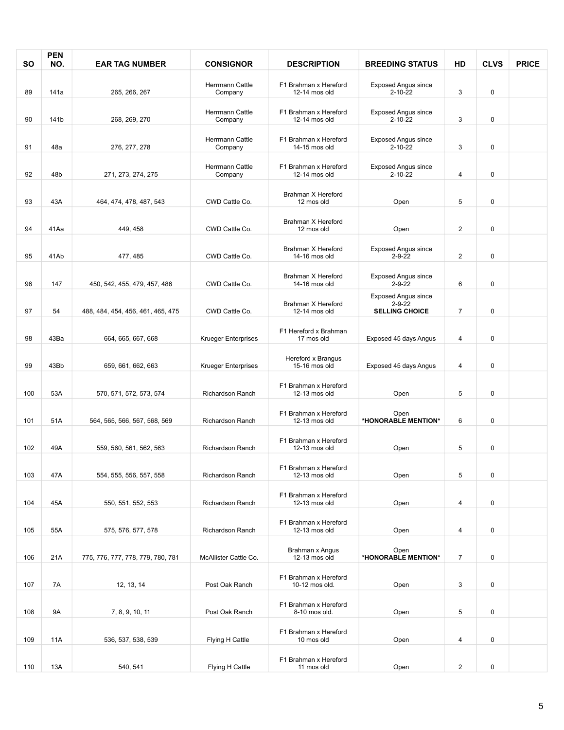| SO | PEN NO. | EAR TAG NUMBER | CONSIGNOR | DESCRIPTION | BREEDING STATUS | HD | CLVS | PRICE |
|---|---|---|---|---|---|---|---|---|
| 89 | 141a | 265, 266, 267 | Herrmann Cattle Company | F1 Brahman x Hereford 12-14 mos old | Exposed Angus since 2-10-22 | 3 | 0 | |
| 90 | 141b | 268, 269, 270 | Herrmann Cattle Company | F1 Brahman x Hereford 12-14 mos old | Exposed Angus since 2-10-22 | 3 | 0 | |
| 91 | 48a | 276, 277, 278 | Herrmann Cattle Company | F1 Brahman x Hereford 14-15 mos old | Exposed Angus since 2-10-22 | 3 | 0 | |
| 92 | 48b | 271, 273, 274, 275 | Herrmann Cattle Company | F1 Brahman x Hereford 12-14 mos old | Exposed Angus since 2-10-22 | 4 | 0 | |
| 93 | 43A | 464, 474, 478, 487, 543 | CWD Cattle Co. | Brahman X Hereford 12 mos old | Open | 5 | 0 | |
| 94 | 41Aa | 449, 458 | CWD Cattle Co. | Brahman X Hereford 12 mos old | Open | 2 | 0 | |
| 95 | 41Ab | 477, 485 | CWD Cattle Co. | Brahman X Hereford 14-16 mos old | Exposed Angus since 2-9-22 | 2 | 0 | |
| 96 | 147 | 450, 542, 455, 479, 457, 486 | CWD Cattle Co. | Brahman X Hereford 14-16 mos old | Exposed Angus since 2-9-22 | 6 | 0 | |
| 97 | 54 | 488, 484, 454, 456, 461, 465, 475 | CWD Cattle Co. | Brahman X Hereford 12-14 mos old | Exposed Angus since 2-9-22 **SELLING CHOICE** | 7 | 0 | |
| 98 | 43Ba | 664, 665, 667, 668 | Krueger Enterprises | F1 Hereford x Brahman 17 mos old | Exposed 45 days Angus | 4 | 0 | |
| 99 | 43Bb | 659, 661, 662, 663 | Krueger Enterprises | Hereford x Brangus 15-16 mos old | Exposed 45 days Angus | 4 | 0 | |
| 100 | 53A | 570, 571, 572, 573, 574 | Richardson Ranch | F1 Brahman x Hereford 12-13 mos old | Open | 5 | 0 | |
| 101 | 51A | 564, 565, 566, 567, 568, 569 | Richardson Ranch | F1 Brahman x Hereford 12-13 mos old | Open **\*HONORABLE MENTION\*** | 6 | 0 | |
| 102 | 49A | 559, 560, 561, 562, 563 | Richardson Ranch | F1 Brahman x Hereford 12-13 mos old | Open | 5 | 0 | |
| 103 | 47A | 554, 555, 556, 557, 558 | Richardson Ranch | F1 Brahman x Hereford 12-13 mos old | Open | 5 | 0 | |
| 104 | 45A | 550, 551, 552, 553 | Richardson Ranch | F1 Brahman x Hereford 12-13 mos old | Open | 4 | 0 | |
| 105 | 55A | 575, 576, 577, 578 | Richardson Ranch | F1 Brahman x Hereford 12-13 mos old | Open | 4 | 0 | |
| 106 | 21A | 775, 776, 777, 778, 779, 780, 781 | McAllister Cattle Co. | Brahman x Angus 12-13 mos old | Open **\*HONORABLE MENTION\*** | 7 | 0 | |
| 107 | 7A | 12, 13, 14 | Post Oak Ranch | F1 Brahman x Hereford 10-12 mos old. | Open | 3 | 0 | |
| 108 | 9A | 7, 8, 9, 10, 11 | Post Oak Ranch | F1 Brahman x Hereford 8-10 mos old. | Open | 5 | 0 | |
| 109 | 11A | 536, 537, 538, 539 | Flying H Cattle | F1 Brahman x Hereford 10 mos old | Open | 4 | 0 | |
| 110 | 13A | 540, 541 | Flying H Cattle | F1 Brahman x Hereford 11 mos old | Open | 2 | 0 | |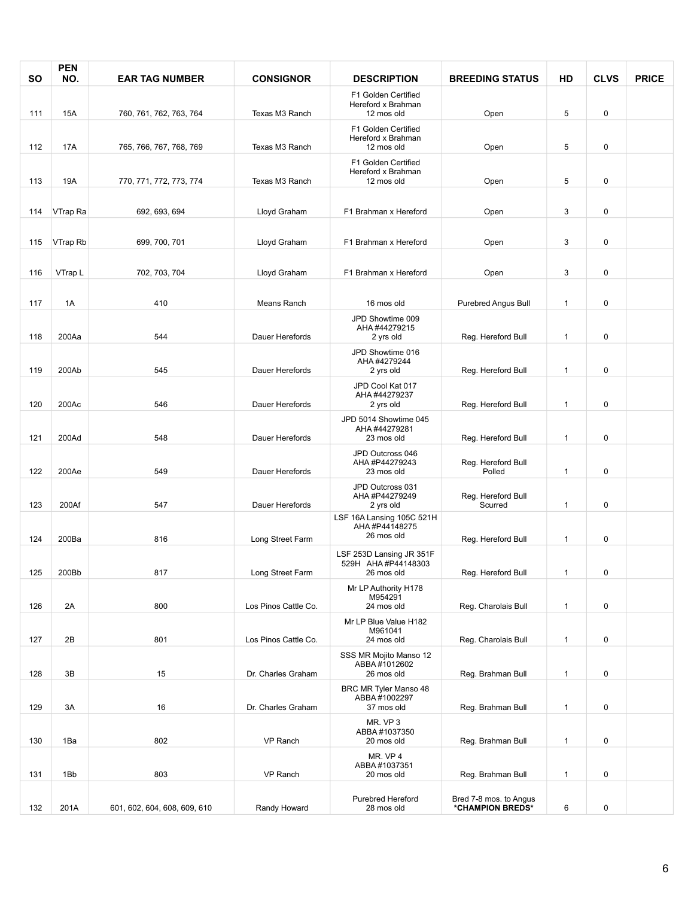| SO | PEN NO. | EAR TAG NUMBER | CONSIGNOR | DESCRIPTION | BREEDING STATUS | HD | CLVS | PRICE |
|---|---|---|---|---|---|---|---|---|
| 111 | 15A | 760, 761, 762, 763, 764 | Texas M3 Ranch | F1 Golden Certified Hereford x Brahman 12 mos old | Open | 5 | 0 | |
| 112 | 17A | 765, 766, 767, 768, 769 | Texas M3 Ranch | F1 Golden Certified Hereford x Brahman 12 mos old | Open | 5 | 0 | |
| 113 | 19A | 770, 771, 772, 773, 774 | Texas M3 Ranch | F1 Golden Certified Hereford x Brahman 12 mos old | Open | 5 | 0 | |
| 114 | VTrap Ra | 692, 693, 694 | Lloyd Graham | F1 Brahman x Hereford | Open | 3 | 0 | |
| 115 | VTrap Rb | 699, 700, 701 | Lloyd Graham | F1 Brahman x Hereford | Open | 3 | 0 | |
| 116 | VTrap L | 702, 703, 704 | Lloyd Graham | F1 Brahman x Hereford | Open | 3 | 0 | |
| 117 | 1A | 410 | Means Ranch | 16 mos old | Purebred Angus Bull | 1 | 0 | |
| 118 | 200Aa | 544 | Dauer Herefords | JPD Showtime 009 AHA #44279215 2 yrs old | Reg. Hereford Bull | 1 | 0 | |
| 119 | 200Ab | 545 | Dauer Herefords | JPD Showtime 016 AHA #4279244 2 yrs old | Reg. Hereford Bull | 1 | 0 | |
| 120 | 200Ac | 546 | Dauer Herefords | JPD Cool Kat 017 AHA #44279237 2 yrs old | Reg. Hereford Bull | 1 | 0 | |
| 121 | 200Ad | 548 | Dauer Herefords | JPD 5014 Showtime 045 AHA #44279281 23 mos old | Reg. Hereford Bull | 1 | 0 | |
| 122 | 200Ae | 549 | Dauer Herefords | JPD Outcross 046 AHA #P44279243 23 mos old | Reg. Hereford Bull Polled | 1 | 0 | |
| 123 | 200Af | 547 | Dauer Herefords | JPD Outcross 031 AHA #P44279249 2 yrs old | Reg. Hereford Bull Scurred | 1 | 0 | |
| 124 | 200Ba | 816 | Long Street Farm | LSF 16A Lansing 105C 521H AHA #P44148275 26 mos old | Reg. Hereford Bull | 1 | 0 | |
| 125 | 200Bb | 817 | Long Street Farm | LSF 253D Lansing JR 351F 529H AHA #P44148303 26 mos old | Reg. Hereford Bull | 1 | 0 | |
| 126 | 2A | 800 | Los Pinos Cattle Co. | Mr LP Authority H178 M954291 24 mos old | Reg. Charolais Bull | 1 | 0 | |
| 127 | 2B | 801 | Los Pinos Cattle Co. | Mr LP Blue Value H182 M961041 24 mos old | Reg. Charolais Bull | 1 | 0 | |
| 128 | 3B | 15 | Dr. Charles Graham | SSS MR Mojito Manso 12 ABBA #1012602 26 mos old | Reg. Brahman Bull | 1 | 0 | |
| 129 | 3A | 16 | Dr. Charles Graham | BRC MR Tyler Manso 48 ABBA #1002297 37 mos old | Reg. Brahman Bull | 1 | 0 | |
| 130 | 1Ba | 802 | VP Ranch | MR. VP 3 ABBA #1037350 20 mos old | Reg. Brahman Bull | 1 | 0 | |
| 131 | 1Bb | 803 | VP Ranch | MR. VP 4 ABBA #1037351 20 mos old | Reg. Brahman Bull | 1 | 0 | |
| 132 | 201A | 601, 602, 604, 608, 609, 610 | Randy Howard | Purebred Hereford 28 mos old | Bred 7-8 mos. to Angus **\*CHAMPION BREDS\*** | 6 | 0 | |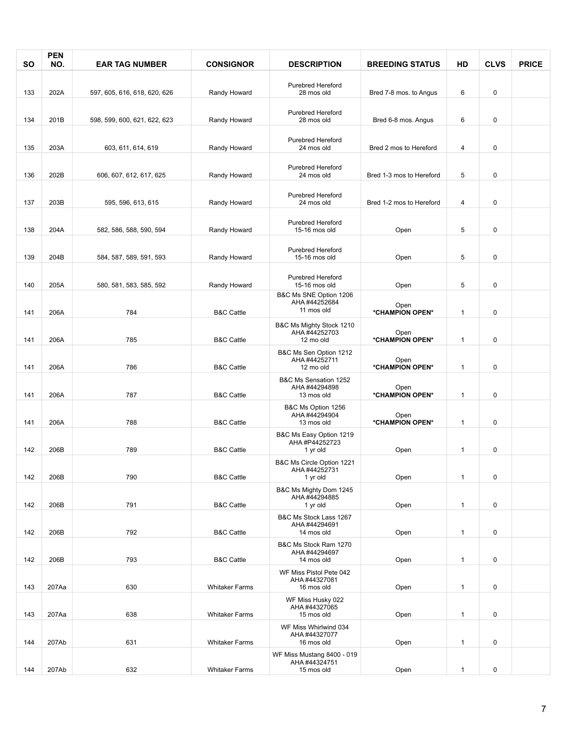| SO | PEN NO. | EAR TAG NUMBER | CONSIGNOR | DESCRIPTION | BREEDING STATUS | HD | CLVS | PRICE |
|---|---|---|---|---|---|---|---|---|
| 133 | 202A | 597, 605, 616, 618, 620, 626 | Randy Howard | Purebred Hereford 28 mos old | Bred 7-8 mos. to Angus | 6 | 0 | |
| 134 | 201B | 598, 599, 600, 621, 622, 623 | Randy Howard | Purebred Hereford 28 mos old | Bred 6-8 mos. Angus | 6 | 0 | |
| 135 | 203A | 603, 611, 614, 619 | Randy Howard | Purebred Hereford 24 mos old | Bred 2 mos to Hereford | 4 | 0 | |
| 136 | 202B | 606, 607, 612, 617, 625 | Randy Howard | Purebred Hereford 24 mos old | Bred 1-3 mos to Hereford | 5 | 0 | |
| 137 | 203B | 595, 596, 613, 615 | Randy Howard | Purebred Hereford 24 mos old | Bred 1-2 mos to Hereford | 4 | 0 | |
| 138 | 204A | 582, 586, 588, 590, 594 | Randy Howard | Purebred Hereford 15-16 mos old | Open | 5 | 0 | |
| 139 | 204B | 584, 587, 589, 591, 593 | Randy Howard | Purebred Hereford 15-16 mos old | Open | 5 | 0 | |
| 140 | 205A | 580, 581, 583, 585, 592 | Randy Howard | Purebred Hereford 15-16 mos old | Open | 5 | 0 | |
| 141 | 206A | 784 | B&C Cattle | B&C Ms SNE Option 1206 AHA #44252684 11 mos old | Open **\*CHAMPION OPEN\*** | 1 | 0 | |
| 141 | 206A | 785 | B&C Cattle | B&C Ms Mighty Stock 1210 AHA #44252703 12 mo old | Open **\*CHAMPION OPEN\*** | 1 | 0 | |
| 141 | 206A | 786 | B&C Cattle | B&C Ms Sen Option 1212 AHA #44252711 12 mo old | Open **\*CHAMPION OPEN\*** | 1 | 0 | |
| 141 | 206A | 787 | B&C Cattle | B&C Ms Sensation 1252 AHA #44294898 13 mos old | Open **\*CHAMPION OPEN\*** | 1 | 0 | |
| 141 | 206A | 788 | B&C Cattle | B&C Ms Option 1256 AHA #44294904 13 mos old | Open **\*CHAMPION OPEN\*** | 1 | 0 | |
| 142 | 206B | 789 | B&C Cattle | B&C Ms Easy Option 1219 AHA #P44252723 1 yr old | Open | 1 | 0 | |
| 142 | 206B | 790 | B&C Cattle | B&C Ms Circle Option 1221 AHA #44252731 1 yr old | Open | 1 | 0 | |
| 142 | 206B | 791 | B&C Cattle | B&C Ms Mighty Dom 1245 AHA #44294885 1 yr old | Open | 1 | 0 | |
| 142 | 206B | 792 | B&C Cattle | B&C Ms Stock Lass 1267 AHA #44294691 14 mos old | Open | 1 | 0 | |
| 142 | 206B | 793 | B&C Cattle | B&C Ms Stock Ram 1270 AHA #44294697 14 mos old | Open | 1 | 0 | |
| 143 | 207Aa | 630 | Whitaker Farms | WF Miss Pistol Pete 042 AHA #44327081 16 mos old | Open | 1 | 0 | |
| 143 | 207Aa | 638 | Whitaker Farms | WF Miss Husky 022 AHA #44327065 15 mos old | Open | 1 | 0 | |
| 144 | 207Ab | 631 | Whitaker Farms | WF Miss Whirlwind 034 AHA #44327077 16 mos old | Open | 1 | 0 | |
| 144 | 207Ab | 632 | Whitaker Farms | WF Miss Mustang 8400 - 019 AHA #44324751 15 mos old | Open | 1 | 0 | |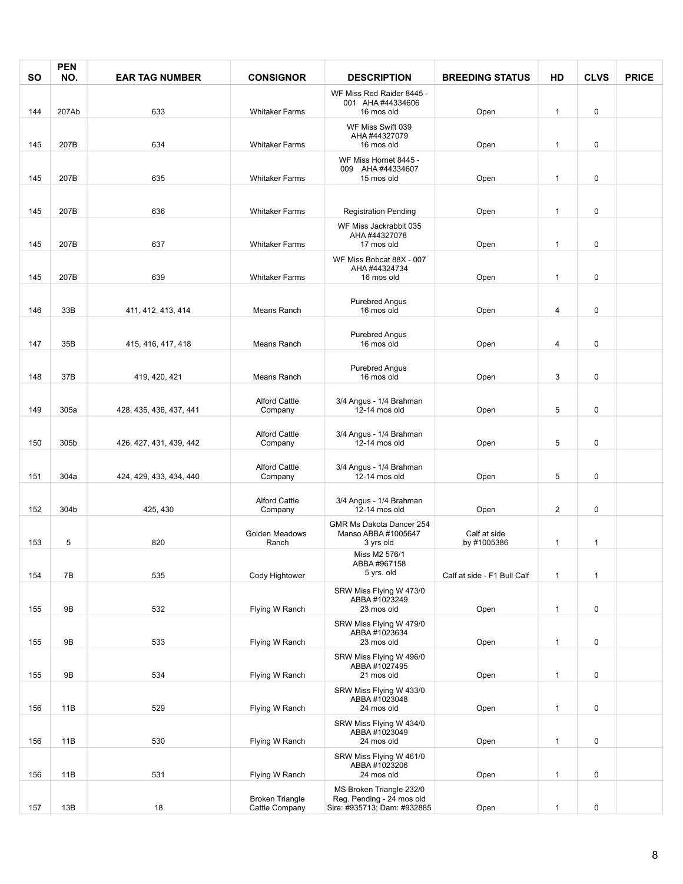| SO | PEN NO. | EAR TAG NUMBER | CONSIGNOR | DESCRIPTION | BREEDING STATUS | HD | CLVS | PRICE |
|---|---|---|---|---|---|---|---|---|
| 144 | 207Ab | 633 | Whitaker Farms | WF Miss Red Raider 8445 - 001 AHA #44334606 16 mos old | Open | 1 | 0 | |
| 145 | 207B | 634 | Whitaker Farms | WF Miss Swift 039 AHA #44327079 16 mos old | Open | 1 | 0 | |
| 145 | 207B | 635 | Whitaker Farms | WF Miss Hornet 8445 - 009 AHA #44334607 15 mos old | Open | 1 | 0 | |
| 145 | 207B | 636 | Whitaker Farms | Registration Pending | Open | 1 | 0 | |
| 145 | 207B | 637 | Whitaker Farms | WF Miss Jackrabbit 035 AHA #44327078 17 mos old | Open | 1 | 0 | |
| 145 | 207B | 639 | Whitaker Farms | WF Miss Bobcat 88X - 007 AHA #44324734 16 mos old | Open | 1 | 0 | |
| 146 | 33B | 411, 412, 413, 414 | Means Ranch | Purebred Angus 16 mos old | Open | 4 | 0 | |
| 147 | 35B | 415, 416, 417, 418 | Means Ranch | Purebred Angus 16 mos old | Open | 4 | 0 | |
| 148 | 37B | 419, 420, 421 | Means Ranch | Purebred Angus 16 mos old | Open | 3 | 0 | |
| 149 | 305a | 428, 435, 436, 437, 441 | Alford Cattle Company | 3/4 Angus - 1/4 Brahman 12-14 mos old | Open | 5 | 0 | |
| 150 | 305b | 426, 427, 431, 439, 442 | Alford Cattle Company | 3/4 Angus - 1/4 Brahman 12-14 mos old | Open | 5 | 0 | |
| 151 | 304a | 424, 429, 433, 434, 440 | Alford Cattle Company | 3/4 Angus - 1/4 Brahman 12-14 mos old | Open | 5 | 0 | |
| 152 | 304b | 425, 430 | Alford Cattle Company | 3/4 Angus - 1/4 Brahman 12-14 mos old | Open | 2 | 0 | |
| 153 | 5 | 820 | Golden Meadows Ranch | GMR Ms Dakota Dancer 254 Manso ABBA #1005647 3 yrs old | Calf at side by #1005386 | 1 | 1 | |
| 154 | 7B | 535 | Cody Hightower | Miss M2 576/1 ABBA #967158 5 yrs. old | Calf at side - F1 Bull Calf | 1 | 1 | |
| 155 | 9B | 532 | Flying W Ranch | SRW Miss Flying W 473/0 ABBA #1023249 23 mos old | Open | 1 | 0 | |
| 155 | 9B | 533 | Flying W Ranch | SRW Miss Flying W 479/0 ABBA #1023634 23 mos old | Open | 1 | 0 | |
| 155 | 9B | 534 | Flying W Ranch | SRW Miss Flying W 496/0 ABBA #1027495 21 mos old | Open | 1 | 0 | |
| 156 | 11B | 529 | Flying W Ranch | SRW Miss Flying W 433/0 ABBA #1023048 24 mos old | Open | 1 | 0 | |
| 156 | 11B | 530 | Flying W Ranch | SRW Miss Flying W 434/0 ABBA #1023049 24 mos old | Open | 1 | 0 | |
| 156 | 11B | 531 | Flying W Ranch | SRW Miss Flying W 461/0 ABBA #1023206 24 mos old | Open | 1 | 0 | |
| 157 | 13B | 18 | Broken Triangle Cattle Company | MS Broken Triangle 232/0 Reg. Pending - 24 mos old Sire: #935713; Dam: #932885 | Open | 1 | 0 | |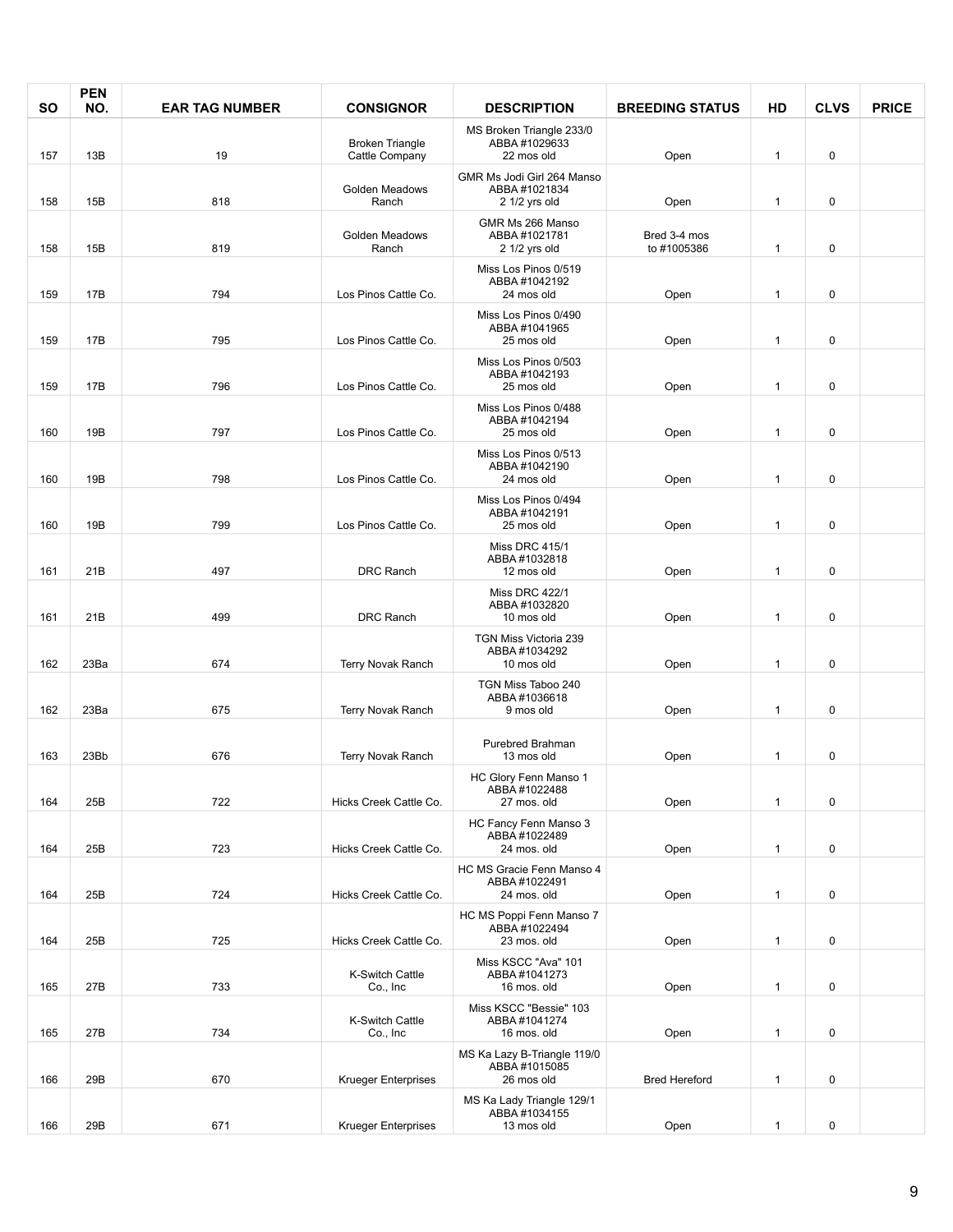| SO | PEN NO. | EAR TAG NUMBER | CONSIGNOR | DESCRIPTION | BREEDING STATUS | HD | CLVS | PRICE |
|---|---|---|---|---|---|---|---|---|
| 157 | 13B | 19 | Broken Triangle Cattle Company | MS Broken Triangle 233/0 ABBA #1029633 22 mos old | Open | 1 | 0 | |
| 158 | 15B | 818 | Golden Meadows Ranch | GMR Ms Jodi Girl 264 Manso ABBA #1021834 2 1/2 yrs old | Open | 1 | 0 | |
| 158 | 15B | 819 | Golden Meadows Ranch | GMR Ms 266 Manso ABBA #1021781 2 1/2 yrs old | Bred 3-4 mos to #1005386 | 1 | 0 | |
| 159 | 17B | 794 | Los Pinos Cattle Co. | Miss Los Pinos 0/519 ABBA #1042192 24 mos old | Open | 1 | 0 | |
| 159 | 17B | 795 | Los Pinos Cattle Co. | Miss Los Pinos 0/490 ABBA #1041965 25 mos old | Open | 1 | 0 | |
| 159 | 17B | 796 | Los Pinos Cattle Co. | Miss Los Pinos 0/503 ABBA #1042193 25 mos old | Open | 1 | 0 | |
| 160 | 19B | 797 | Los Pinos Cattle Co. | Miss Los Pinos 0/488 ABBA #1042194 25 mos old | Open | 1 | 0 | |
| 160 | 19B | 798 | Los Pinos Cattle Co. | Miss Los Pinos 0/513 ABBA #1042190 24 mos old | Open | 1 | 0 | |
| 160 | 19B | 799 | Los Pinos Cattle Co. | Miss Los Pinos 0/494 ABBA #1042191 25 mos old | Open | 1 | 0 | |
| 161 | 21B | 497 | DRC Ranch | Miss DRC 415/1 ABBA #1032818 12 mos old | Open | 1 | 0 | |
| 161 | 21B | 499 | DRC Ranch | Miss DRC 422/1 ABBA #1032820 10 mos old | Open | 1 | 0 | |
| 162 | 23Ba | 674 | Terry Novak Ranch | TGN Miss Victoria 239 ABBA #1034292 10 mos old | Open | 1 | 0 | |
| 162 | 23Ba | 675 | Terry Novak Ranch | TGN Miss Taboo 240 ABBA #1036618 9 mos old | Open | 1 | 0 | |
| 163 | 23Bb | 676 | Terry Novak Ranch | Purebred Brahman 13 mos old | Open | 1 | 0 | |
| 164 | 25B | 722 | Hicks Creek Cattle Co. | HC Glory Fenn Manso 1 ABBA #1022488 27 mos. old | Open | 1 | 0 | |
| 164 | 25B | 723 | Hicks Creek Cattle Co. | HC Fancy Fenn Manso 3 ABBA #1022489 24 mos. old | Open | 1 | 0 | |
| 164 | 25B | 724 | Hicks Creek Cattle Co. | HC MS Gracie Fenn Manso 4 ABBA #1022491 24 mos. old | Open | 1 | 0 | |
| 164 | 25B | 725 | Hicks Creek Cattle Co. | HC MS Poppi Fenn Manso 7 ABBA #1022494 23 mos. old | Open | 1 | 0 | |
| 165 | 27B | 733 | K-Switch Cattle Co., Inc | Miss KSCC "Ava" 101 ABBA #1041273 16 mos. old | Open | 1 | 0 | |
| 165 | 27B | 734 | K-Switch Cattle Co., Inc | Miss KSCC "Bessie" 103 ABBA #1041274 16 mos. old | Open | 1 | 0 | |
| 166 | 29B | 670 | Krueger Enterprises | MS Ka Lazy B-Triangle 119/0 ABBA #1015085 26 mos old | Bred Hereford | 1 | 0 | |
| 166 | 29B | 671 | Krueger Enterprises | MS Ka Lady Triangle 129/1 ABBA #1034155 13 mos old | Open | 1 | 0 | |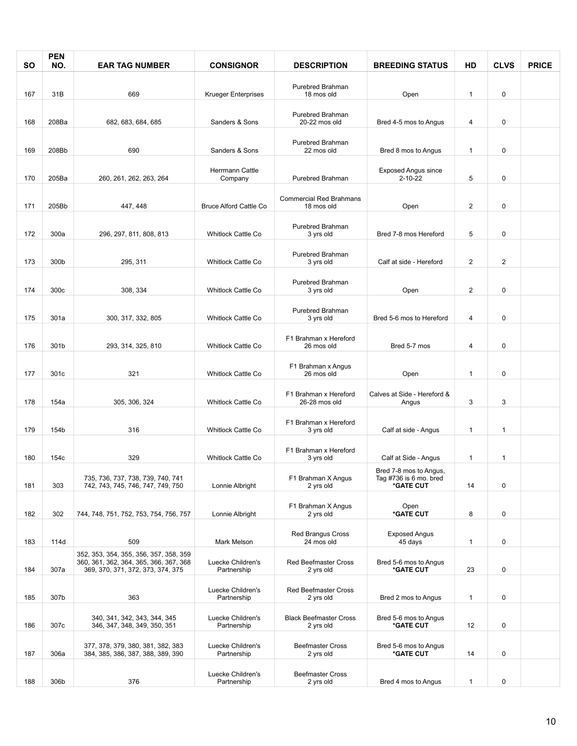| SO | PEN NO. | EAR TAG NUMBER | CONSIGNOR | DESCRIPTION | BREEDING STATUS | HD | CLVS | PRICE |
|---|---|---|---|---|---|---|---|---|
| 167 | 31B | 669 | Krueger Enterprises | Purebred Brahman 18 mos old | Open | 1 | 0 | |
| 168 | 208Ba | 682, 683, 684, 685 | Sanders & Sons | Purebred Brahman 20-22 mos old | Bred 4-5 mos to Angus | 4 | 0 | |
| 169 | 208Bb | 690 | Sanders & Sons | Purebred Brahman 22 mos old | Bred 8 mos to Angus | 1 | 0 | |
| 170 | 205Ba | 260, 261, 262, 263, 264 | Herrmann Cattle Company | Purebred Brahman | Exposed Angus since 2-10-22 | 5 | 0 | |
| 171 | 205Bb | 447, 448 | Bruce Alford Cattle Co | Commercial Red Brahmans 18 mos old | Open | 2 | 0 | |
| 172 | 300a | 296, 297, 811, 808, 813 | Whitlock Cattle Co | Purebred Brahman 3 yrs old | Bred 7-8 mos Hereford | 5 | 0 | |
| 173 | 300b | 295, 311 | Whitlock Cattle Co | Purebred Brahman 3 yrs old | Calf at side - Hereford | 2 | 2 | |
| 174 | 300c | 308, 334 | Whitlock Cattle Co | Purebred Brahman 3 yrs old | Open | 2 | 0 | |
| 175 | 301a | 300, 317, 332, 805 | Whitlock Cattle Co | Purebred Brahman 3 yrs old | Bred 5-6 mos to Hereford | 4 | 0 | |
| 176 | 301b | 293, 314, 325, 810 | Whitlock Cattle Co | F1 Brahman x Hereford 26 mos old | Bred 5-7 mos | 4 | 0 | |
| 177 | 301c | 321 | Whitlock Cattle Co | F1 Brahman x Angus 26 mos old | Open | 1 | 0 | |
| 178 | 154a | 305, 306, 324 | Whitlock Cattle Co | F1 Brahman x Hereford 26-28 mos old | Calves at Side - Hereford & Angus | 3 | 3 | |
| 179 | 154b | 316 | Whitlock Cattle Co | F1 Brahman x Hereford 3 yrs old | Calf at side - Angus | 1 | 1 | |
| 180 | 154c | 329 | Whitlock Cattle Co | F1 Brahman x Hereford 3 yrs old | Calf at Side - Angus | 1 | 1 | |
| 181 | 303 | 735, 736, 737, 738, 739, 740, 741 742, 743, 745, 746, 747, 749, 750 | Lonnie Albright | F1 Brahman X Angus 2 yrs old | Bred 7-8 mos to Angus, Tag #736 is 6 mo. bred **\*GATE CUT** | 14 | 0 | |
| 182 | 302 | 744, 748, 751, 752, 753, 754, 756, 757 | Lonnie Albright | F1 Brahman X Angus 2 yrs old | Open **\*GATE CUT** | 8 | 0 | |
| 183 | 114d | 509 | Mark Melson | Red Brangus Cross 24 mos old | Exposed Angus 45 days | 1 | 0 | |
| 184 | 307a | 352, 353, 354, 355, 356, 357, 358, 359 360, 361, 362, 364, 365, 366, 367, 368 369, 370, 371, 372, 373, 374, 375 | Luecke Children's Partnership | Red Beefmaster Cross 2 yrs old | Bred 5-6 mos to Angus **\*GATE CUT** | 23 | 0 | |
| 185 | 307b | 363 | Luecke Children's Partnership | Red Beefmaster Cross 2 yrs old | Bred 2 mos to Angus | 1 | 0 | |
| 186 | 307c | 340, 341, 342, 343, 344, 345 346, 347, 348, 349, 350, 351 | Luecke Children's Partnership | Black Beefmaster Cross 2 yrs old | Bred 5-6 mos to Angus **\*GATE CUT** | 12 | 0 | |
| 187 | 306a | 377, 378, 379, 380, 381, 382, 383 384, 385, 386, 387, 388, 389, 390 | Luecke Children's Partnership | Beefmaster Cross 2 yrs old | Bred 5-6 mos to Angus **\*GATE CUT** | 14 | 0 | |
| 188 | 306b | 376 | Luecke Children's Partnership | Beefmaster Cross 2 yrs old | Bred 4 mos to Angus | 1 | 0 | |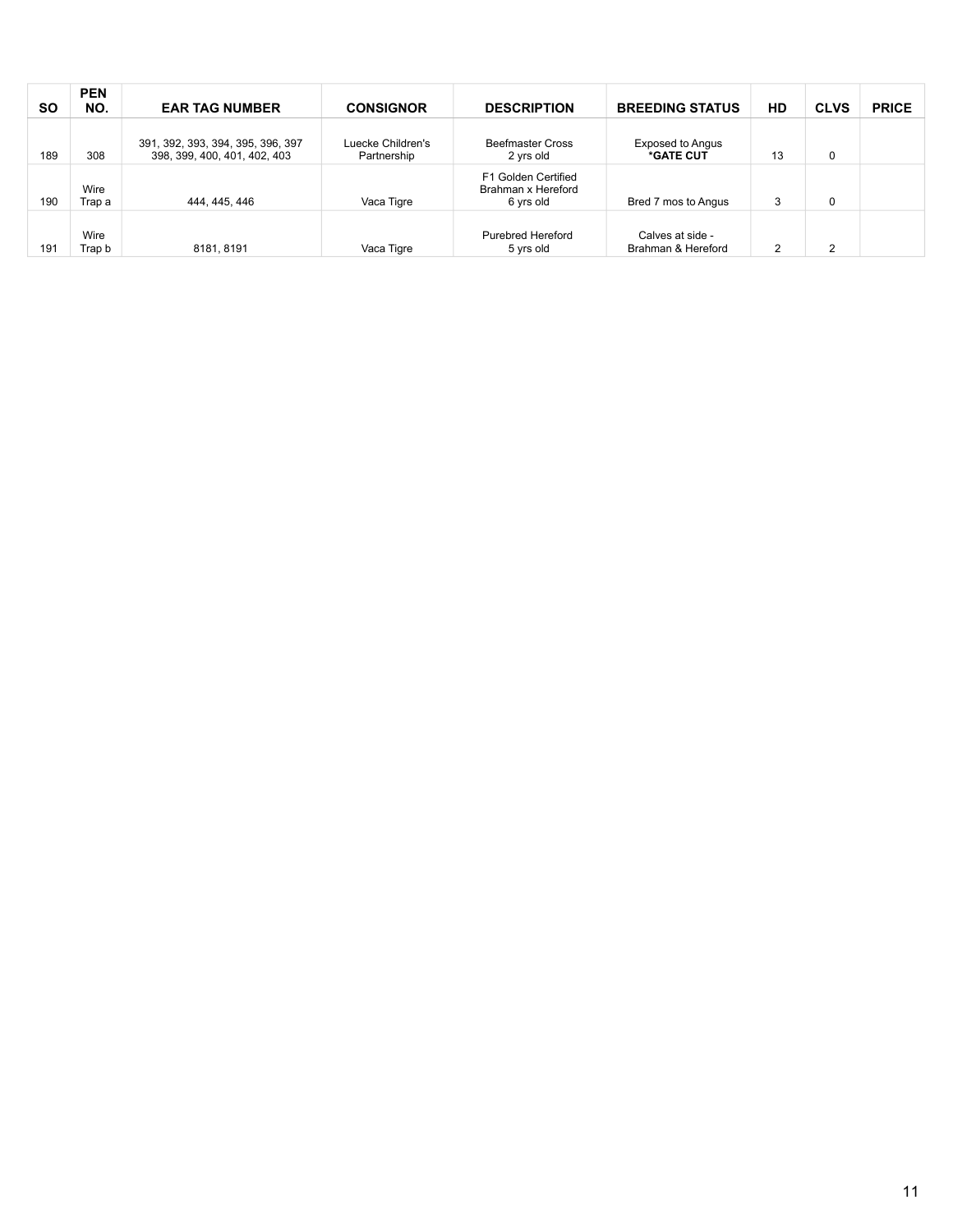| SO | PEN NO. | EAR TAG NUMBER | CONSIGNOR | DESCRIPTION | BREEDING STATUS | HD | CLVS | PRICE |
|---|---|---|---|---|---|---|---|---|
| 189 | 308 | 391, 392, 393, 394, 395, 396, 397 398, 399, 400, 401, 402, 403 | Luecke Children's Partnership | Beefmaster Cross 2 yrs old | Exposed to Angus **\*GATE CUT** | 13 | 0 | |
| 190 | Wire Trap a | 444, 445, 446 | Vaca Tigre | F1 Golden Certified Brahman x Hereford 6 yrs old | Bred 7 mos to Angus | 3 | 0 | |
| 191 | Wire Trap b | 8181, 8191 | Vaca Tigre | Purebred Hereford 5 yrs old | Calves at side - Brahman & Hereford | 2 | 2 | |